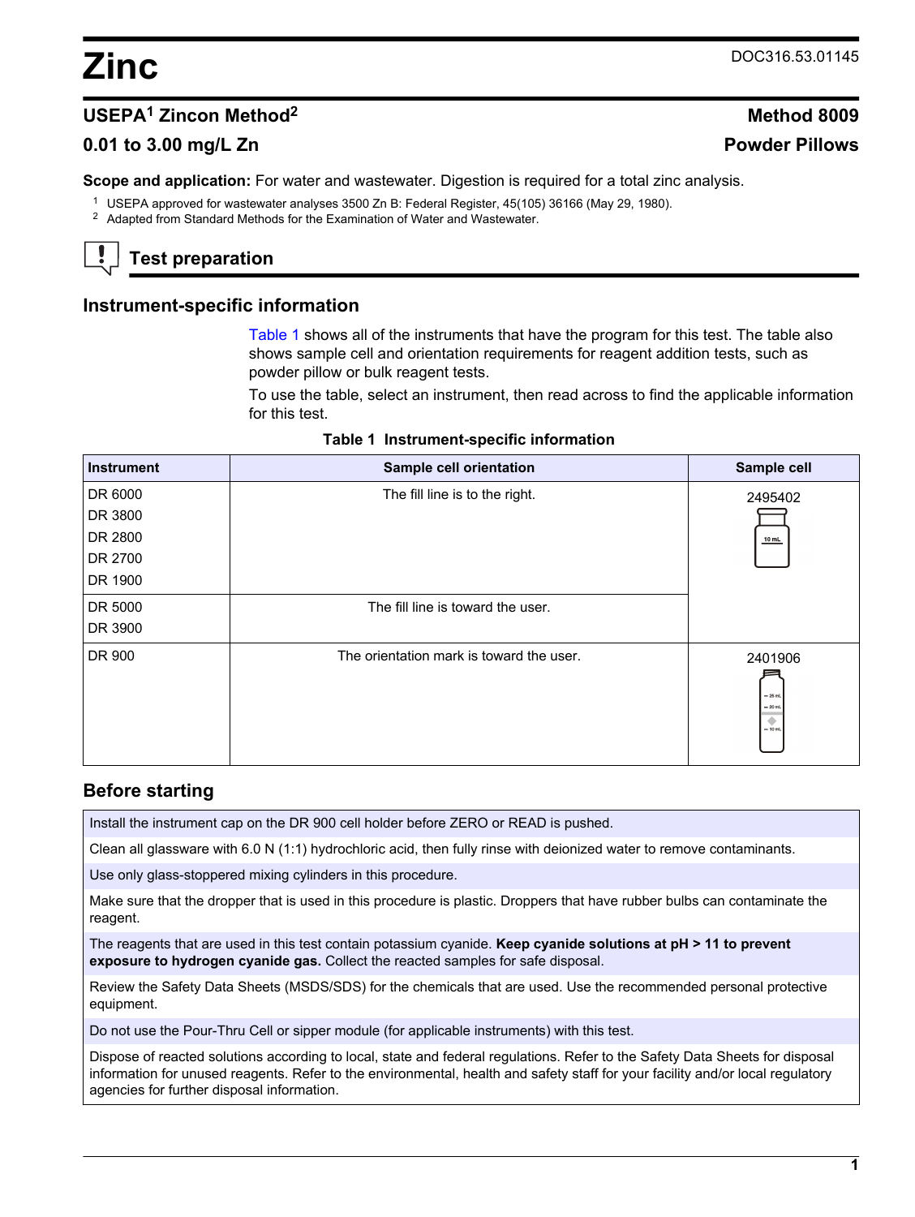# Zinc

DOC316.53.01145

## USEPA[1] Zincon Method[2] — Method 8009

## 0.01 to 3.00 mg/L Zn — Powder Pillows

**Scope and application:** For water and wastewater. Digestion is required for a total zinc analysis.

[1] USEPA approved for wastewater analyses 3500 Zn B: Federal Register, 45(105) 36166 (May 29, 1980).
[2] Adapted from Standard Methods for the Examination of Water and Wastewater.

## Test preparation

### Instrument-specific information

Table 1 shows all of the instruments that have the program for this test. The table also shows sample cell and orientation requirements for reagent addition tests, such as powder pillow or bulk reagent tests.

To use the table, select an instrument, then read across to find the applicable information for this test.

**Table 1 Instrument-specific information**

| Instrument | Sample cell orientation | Sample cell |
|---|---|---|
| DR 6000<br>DR 3800<br>DR 2800<br>DR 2700<br>DR 1900 | The fill line is to the right. | 2495402 |
| DR 5000<br>DR 3900 | The fill line is toward the user. | 2495402 |
| DR 900 | The orientation mark is toward the user. | 2401906 |

### Before starting

Install the instrument cap on the DR 900 cell holder before ZERO or READ is pushed.

Clean all glassware with 6.0 N (1:1) hydrochloric acid, then fully rinse with deionized water to remove contaminants.

Use only glass-stoppered mixing cylinders in this procedure.

Make sure that the dropper that is used in this procedure is plastic. Droppers that have rubber bulbs can contaminate the reagent.

The reagents that are used in this test contain potassium cyanide. **Keep cyanide solutions at pH > 11 to prevent exposure to hydrogen cyanide gas.** Collect the reacted samples for safe disposal.

Review the Safety Data Sheets (MSDS/SDS) for the chemicals that are used. Use the recommended personal protective equipment.

Do not use the Pour-Thru Cell or sipper module (for applicable instruments) with this test.

Dispose of reacted solutions according to local, state and federal regulations. Refer to the Safety Data Sheets for disposal information for unused reagents. Refer to the environmental, health and safety staff for your facility and/or local regulatory agencies for further disposal information.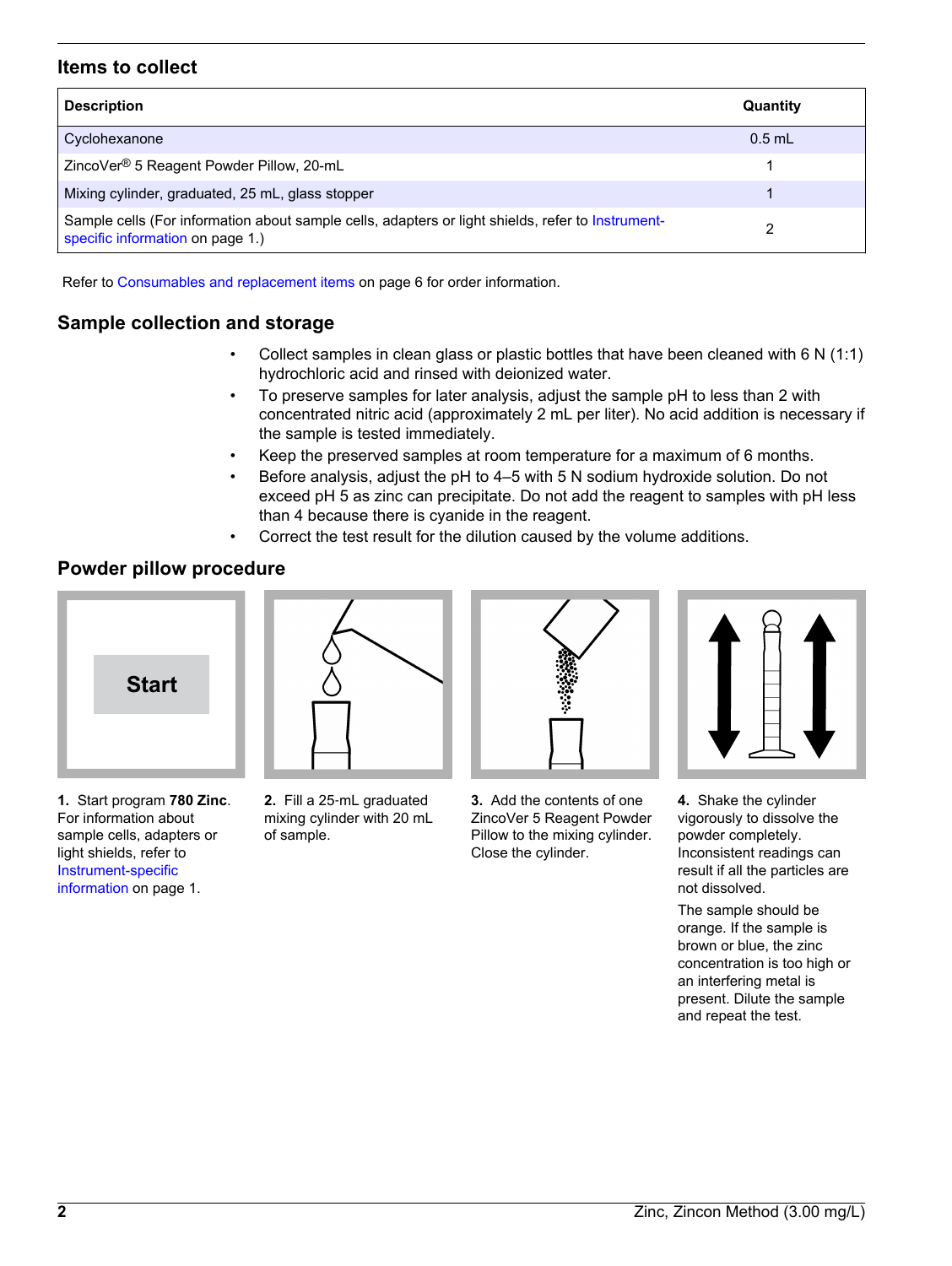## Items to collect

| Description | Quantity |
|---|---|
| Cyclohexanone | 0.5 mL |
| ZincoVer® 5 Reagent Powder Pillow, 20-mL | 1 |
| Mixing cylinder, graduated, 25 mL, glass stopper | 1 |
| Sample cells (For information about sample cells, adapters or light shields, refer to Instrument-specific information on page 1.) | 2 |

Refer to Consumables and replacement items on page 6 for order information.

## Sample collection and storage

- Collect samples in clean glass or plastic bottles that have been cleaned with 6 N (1:1) hydrochloric acid and rinsed with deionized water.
- To preserve samples for later analysis, adjust the sample pH to less than 2 with concentrated nitric acid (approximately 2 mL per liter). No acid addition is necessary if the sample is tested immediately.
- Keep the preserved samples at room temperature for a maximum of 6 months.
- Before analysis, adjust the pH to 4–5 with 5 N sodium hydroxide solution. Do not exceed pH 5 as zinc can precipitate. Do not add the reagent to samples with pH less than 4 because there is cyanide in the reagent.
- Correct the test result for the dilution caused by the volume additions.

## Powder pillow procedure

**1.** Start program **780 Zinc**. For information about sample cells, adapters or light shields, refer to Instrument-specific information on page 1.

**2.** Fill a 25-mL graduated mixing cylinder with 20 mL of sample.

**3.** Add the contents of one ZincoVer 5 Reagent Powder Pillow to the mixing cylinder. Close the cylinder.

**4.** Shake the cylinder vigorously to dissolve the powder completely. Inconsistent readings can result if all the particles are not dissolved.

The sample should be orange. If the sample is brown or blue, the zinc concentration is too high or an interfering metal is present. Dilute the sample and repeat the test.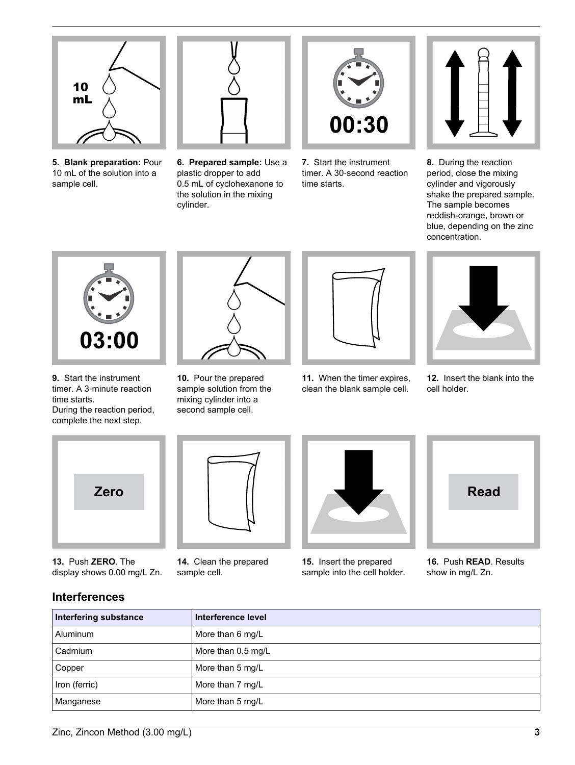5. **Blank preparation:** Pour 10 mL of the solution into a sample cell.

6. **Prepared sample:** Use a plastic dropper to add 0.5 mL of cyclohexanone to the solution in the mixing cylinder.

7. Start the instrument timer. A 30-second reaction time starts.

8. During the reaction period, close the mixing cylinder and vigorously shake the prepared sample. The sample becomes reddish-orange, brown or blue, depending on the zinc concentration.

9. Start the instrument timer. A 3-minute reaction time starts.
During the reaction period, complete the next step.

10. Pour the prepared sample solution from the mixing cylinder into a second sample cell.

11. When the timer expires, clean the blank sample cell.

12. Insert the blank into the cell holder.

13. Push **ZERO**. The display shows 0.00 mg/L Zn.

14. Clean the prepared sample cell.

15. Insert the prepared sample into the cell holder.

16. Push **READ**. Results show in mg/L Zn.

## Interferences

| Interfering substance | Interference level |
|---|---|
| Aluminum | More than 6 mg/L |
| Cadmium | More than 0.5 mg/L |
| Copper | More than 5 mg/L |
| Iron (ferric) | More than 7 mg/L |
| Manganese | More than 5 mg/L |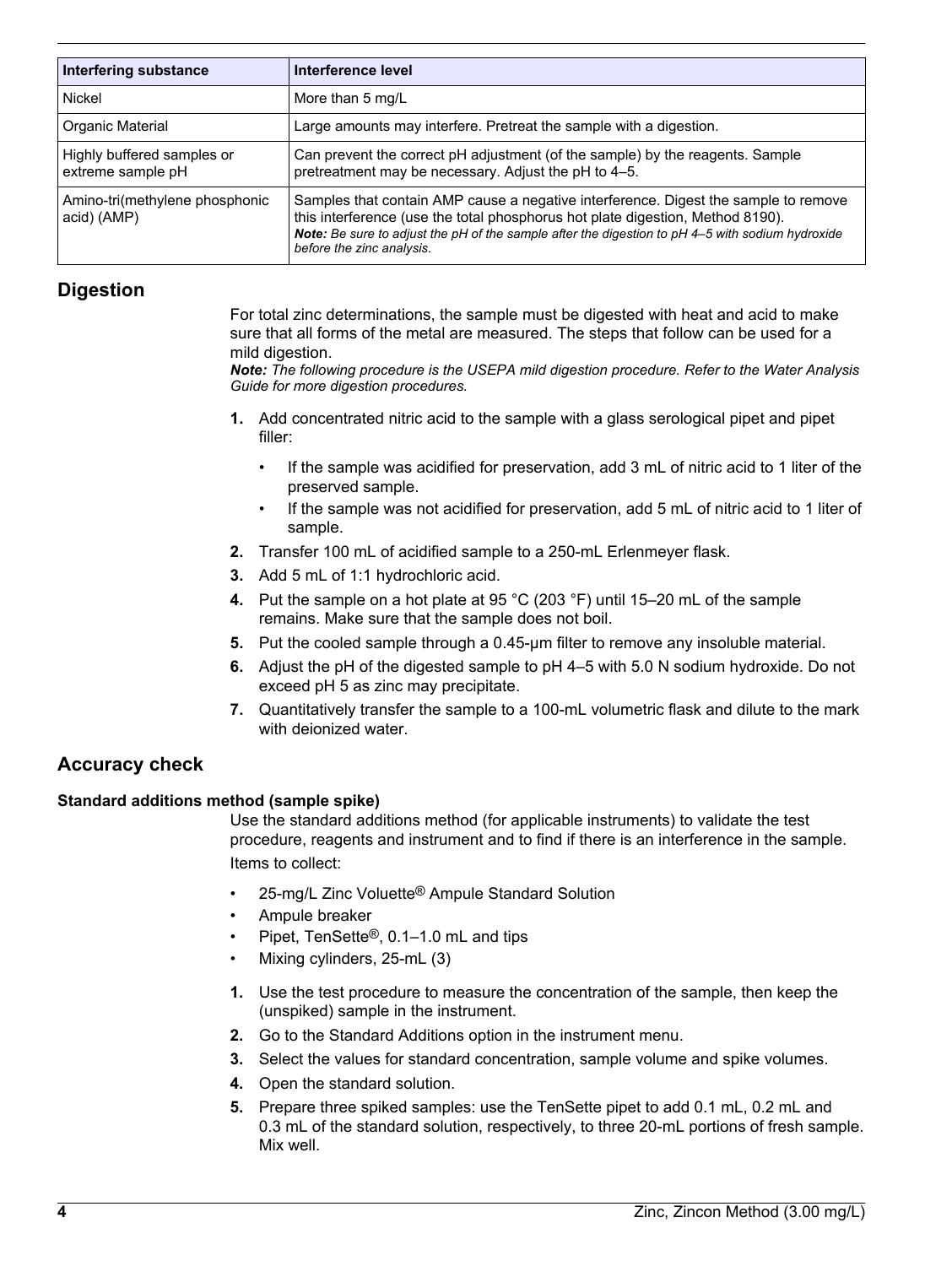| Interfering substance | Interference level |
| --- | --- |
| Nickel | More than 5 mg/L |
| Organic Material | Large amounts may interfere. Pretreat the sample with a digestion. |
| Highly buffered samples or extreme sample pH | Can prevent the correct pH adjustment (of the sample) by the reagents. Sample pretreatment may be necessary. Adjust the pH to 4–5. |
| Amino-tri(methylene phosphonic acid) (AMP) | Samples that contain AMP cause a negative interference. Digest the sample to remove this interference (use the total phosphorus hot plate digestion, Method 8190). ***Note:*** *Be sure to adjust the pH of the sample after the digestion to pH 4–5 with sodium hydroxide before the zinc analysis.* |

## Digestion

For total zinc determinations, the sample must be digested with heat and acid to make sure that all forms of the metal are measured. The steps that follow can be used for a mild digestion.

***Note:*** *The following procedure is the USEPA mild digestion procedure. Refer to the Water Analysis Guide for more digestion procedures.*

1. Add concentrated nitric acid to the sample with a glass serological pipet and pipet filler:
   - If the sample was acidified for preservation, add 3 mL of nitric acid to 1 liter of the preserved sample.
   - If the sample was not acidified for preservation, add 5 mL of nitric acid to 1 liter of sample.
2. Transfer 100 mL of acidified sample to a 250-mL Erlenmeyer flask.
3. Add 5 mL of 1:1 hydrochloric acid.
4. Put the sample on a hot plate at 95 °C (203 °F) until 15–20 mL of the sample remains. Make sure that the sample does not boil.
5. Put the cooled sample through a 0.45-µm filter to remove any insoluble material.
6. Adjust the pH of the digested sample to pH 4–5 with 5.0 N sodium hydroxide. Do not exceed pH 5 as zinc may precipitate.
7. Quantitatively transfer the sample to a 100-mL volumetric flask and dilute to the mark with deionized water.

## Accuracy check

### Standard additions method (sample spike)

Use the standard additions method (for applicable instruments) to validate the test procedure, reagents and instrument and to find if there is an interference in the sample.

Items to collect:

- 25-mg/L Zinc Voluette® Ampule Standard Solution
- Ampule breaker
- Pipet, TenSette®, 0.1–1.0 mL and tips
- Mixing cylinders, 25-mL (3)

1. Use the test procedure to measure the concentration of the sample, then keep the (unspiked) sample in the instrument.
2. Go to the Standard Additions option in the instrument menu.
3. Select the values for standard concentration, sample volume and spike volumes.
4. Open the standard solution.
5. Prepare three spiked samples: use the TenSette pipet to add 0.1 mL, 0.2 mL and 0.3 mL of the standard solution, respectively, to three 20-mL portions of fresh sample. Mix well.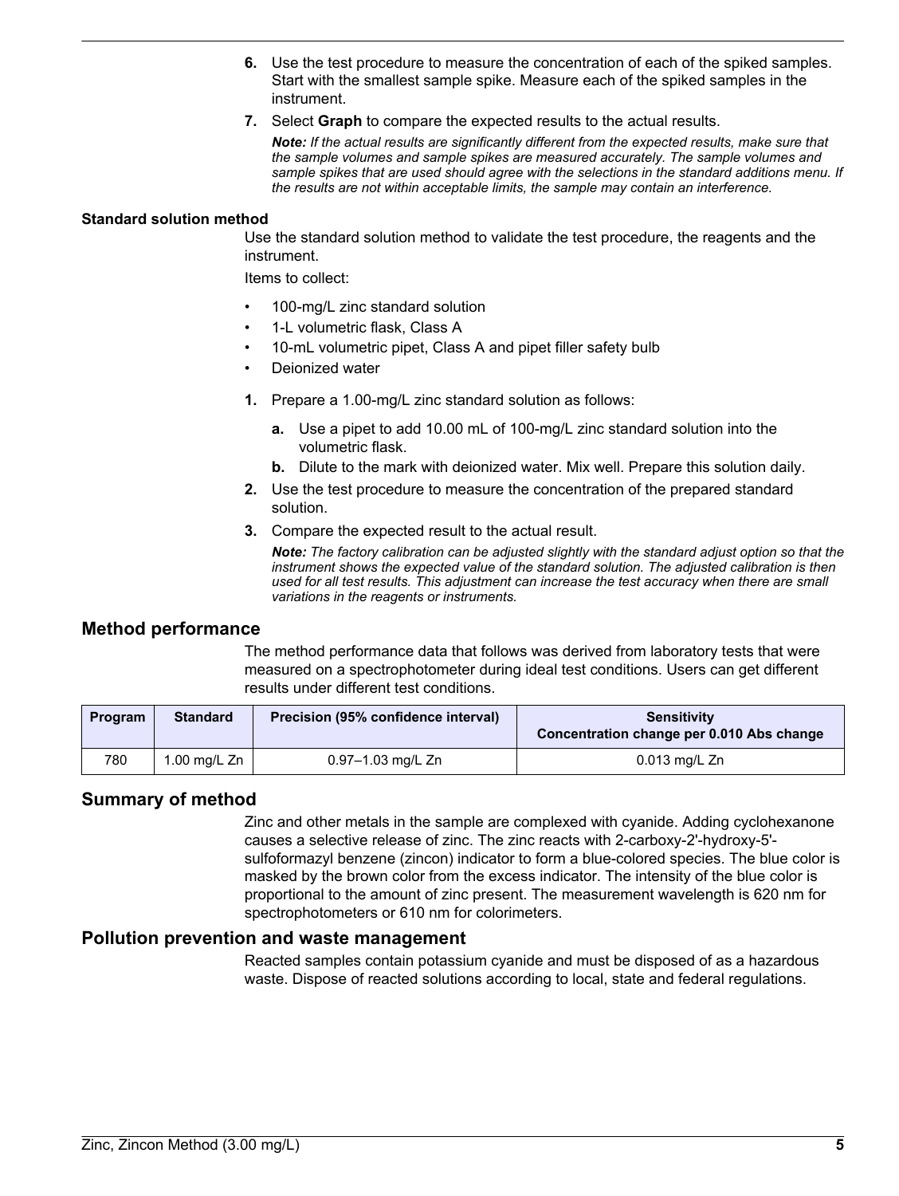6. Use the test procedure to measure the concentration of each of the spiked samples. Start with the smallest sample spike. Measure each of the spiked samples in the instrument.
7. Select **Graph** to compare the expected results to the actual results.

   ***Note:*** *If the actual results are significantly different from the expected results, make sure that the sample volumes and sample spikes are measured accurately. The sample volumes and sample spikes that are used should agree with the selections in the standard additions menu. If the results are not within acceptable limits, the sample may contain an interference.*

#### Standard solution method

Use the standard solution method to validate the test procedure, the reagents and the instrument.

Items to collect:

- 100-mg/L zinc standard solution
- 1-L volumetric flask, Class A
- 10-mL volumetric pipet, Class A and pipet filler safety bulb
- Deionized water

1. Prepare a 1.00-mg/L zinc standard solution as follows:
   a. Use a pipet to add 10.00 mL of 100-mg/L zinc standard solution into the volumetric flask.
   b. Dilute to the mark with deionized water. Mix well. Prepare this solution daily.
2. Use the test procedure to measure the concentration of the prepared standard solution.
3. Compare the expected result to the actual result.

   ***Note:*** *The factory calibration can be adjusted slightly with the standard adjust option so that the instrument shows the expected value of the standard solution. The adjusted calibration is then used for all test results. This adjustment can increase the test accuracy when there are small variations in the reagents or instruments.*

## Method performance

The method performance data that follows was derived from laboratory tests that were measured on a spectrophotometer during ideal test conditions. Users can get different results under different test conditions.

| Program | Standard | Precision (95% confidence interval) | Sensitivity Concentration change per 0.010 Abs change |
|---|---|---|---|
| 780 | 1.00 mg/L Zn | 0.97–1.03 mg/L Zn | 0.013 mg/L Zn |

## Summary of method

Zinc and other metals in the sample are complexed with cyanide. Adding cyclohexanone causes a selective release of zinc. The zinc reacts with 2-carboxy-2'-hydroxy-5'-sulfoformazyl benzene (zincon) indicator to form a blue-colored species. The blue color is masked by the brown color from the excess indicator. The intensity of the blue color is proportional to the amount of zinc present. The measurement wavelength is 620 nm for spectrophotometers or 610 nm for colorimeters.

## Pollution prevention and waste management

Reacted samples contain potassium cyanide and must be disposed of as a hazardous waste. Dispose of reacted solutions according to local, state and federal regulations.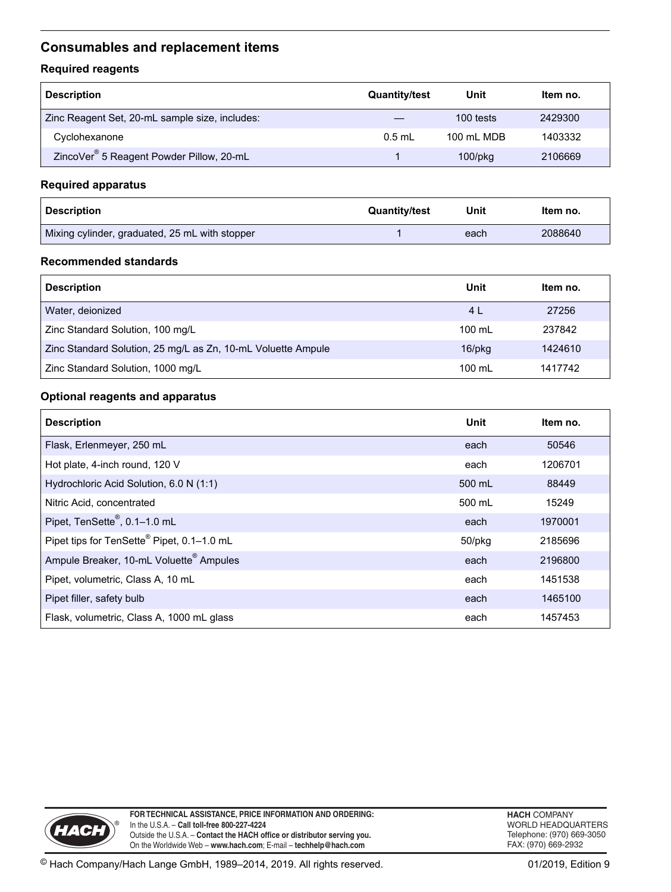## Consumables and replacement items

### Required reagents

| Description | Quantity/test | Unit | Item no. |
|---|---|---|---|
| Zinc Reagent Set, 20-mL sample size, includes: | — | 100 tests | 2429300 |
| Cyclohexanone | 0.5 mL | 100 mL MDB | 1403332 |
| ZincoVer® 5 Reagent Powder Pillow, 20-mL | 1 | 100/pkg | 2106669 |

### Required apparatus

| Description | Quantity/test | Unit | Item no. |
|---|---|---|---|
| Mixing cylinder, graduated, 25 mL with stopper | 1 | each | 2088640 |

### Recommended standards

| Description | Unit | Item no. |
|---|---|---|
| Water, deionized | 4 L | 27256 |
| Zinc Standard Solution, 100 mg/L | 100 mL | 237842 |
| Zinc Standard Solution, 25 mg/L as Zn, 10-mL Voluette Ampule | 16/pkg | 1424610 |
| Zinc Standard Solution, 1000 mg/L | 100 mL | 1417742 |

### Optional reagents and apparatus

| Description | Unit | Item no. |
|---|---|---|
| Flask, Erlenmeyer, 250 mL | each | 50546 |
| Hot plate, 4-inch round, 120 V | each | 1206701 |
| Hydrochloric Acid Solution, 6.0 N (1:1) | 500 mL | 88449 |
| Nitric Acid, concentrated | 500 mL | 15249 |
| Pipet, TenSette®, 0.1–1.0 mL | each | 1970001 |
| Pipet tips for TenSette® Pipet, 0.1–1.0 mL | 50/pkg | 2185696 |
| Ampule Breaker, 10-mL Voluette® Ampules | each | 2196800 |
| Pipet, volumetric, Class A, 10 mL | each | 1451538 |
| Pipet filler, safety bulb | each | 1465100 |
| Flask, volumetric, Class A, 1000 mL glass | each | 1457453 |

**FOR TECHNICAL ASSISTANCE, PRICE INFORMATION AND ORDERING:**
In the U.S.A. – **Call toll-free 800-227-4224**
Outside the U.S.A. – **Contact the HACH office or distributor serving you.**
On the Worldwide Web – **www.hach.com**; E-mail – **techhelp@hach.com**

**HACH** COMPANY
WORLD HEADQUARTERS
Telephone: (970) 669-3050
FAX: (970) 669-2932

© Hach Company/Hach Lange GmbH, 1989–2014, 2019. All rights reserved.

01/2019, Edition 9